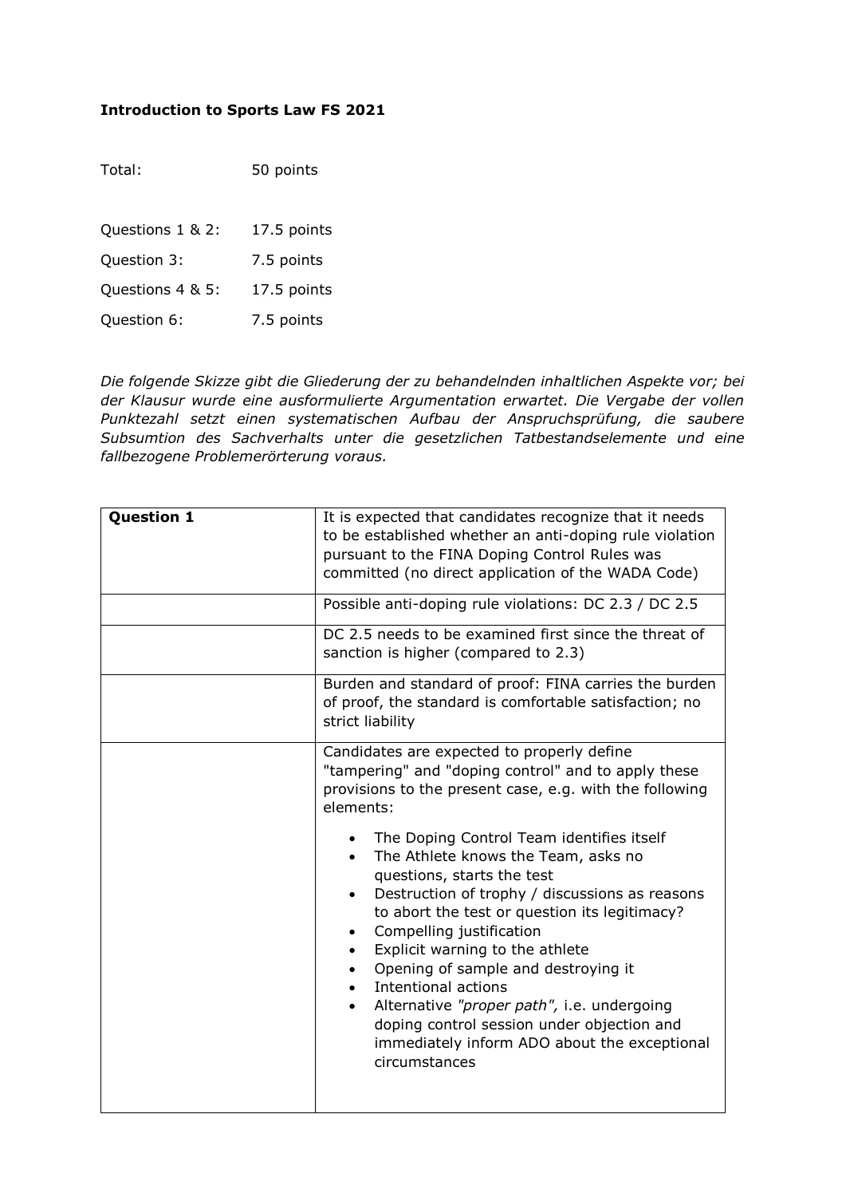**Introduction to Sports Law FS 2021**

| | |
|---|---|
| Total: | 50 points |
| | |
| Questions 1 & 2: | 17.5 points |
| Question 3: | 7.5 points |
| Questions 4 & 5: | 17.5 points |
| Question 6: | 7.5 points |

*Die folgende Skizze gibt die Gliederung der zu behandelnden inhaltlichen Aspekte vor; bei der Klausur wurde eine ausformulierte Argumentation erwartet. Die Vergabe der vollen Punktezahl setzt einen systematischen Aufbau der Anspruchsprüfung, die saubere Subsumtion des Sachverhalts unter die gesetzlichen Tatbestandselemente und eine fallbezogene Problemerörterung voraus.*

| **Question 1** | It is expected that candidates recognize that it needs to be established whether an anti-doping rule violation pursuant to the FINA Doping Control Rules was committed (no direct application of the WADA Code) |
|---|---|
| | Possible anti-doping rule violations: DC 2.3 / DC 2.5 |
| | DC 2.5 needs to be examined first since the threat of sanction is higher (compared to 2.3) |
| | Burden and standard of proof: FINA carries the burden of proof, the standard is comfortable satisfaction; no strict liability |
| | Candidates are expected to properly define "tampering" and "doping control" and to apply these provisions to the present case, e.g. with the following elements:<br><br>• The Doping Control Team identifies itself<br>• The Athlete knows the Team, asks no questions, starts the test<br>• Destruction of trophy / discussions as reasons to abort the test or question its legitimacy?<br>• Compelling justification<br>• Explicit warning to the athlete<br>• Opening of sample and destroying it<br>• Intentional actions<br>• Alternative *"proper path",* i.e. undergoing doping control session under objection and immediately inform ADO about the exceptional circumstances |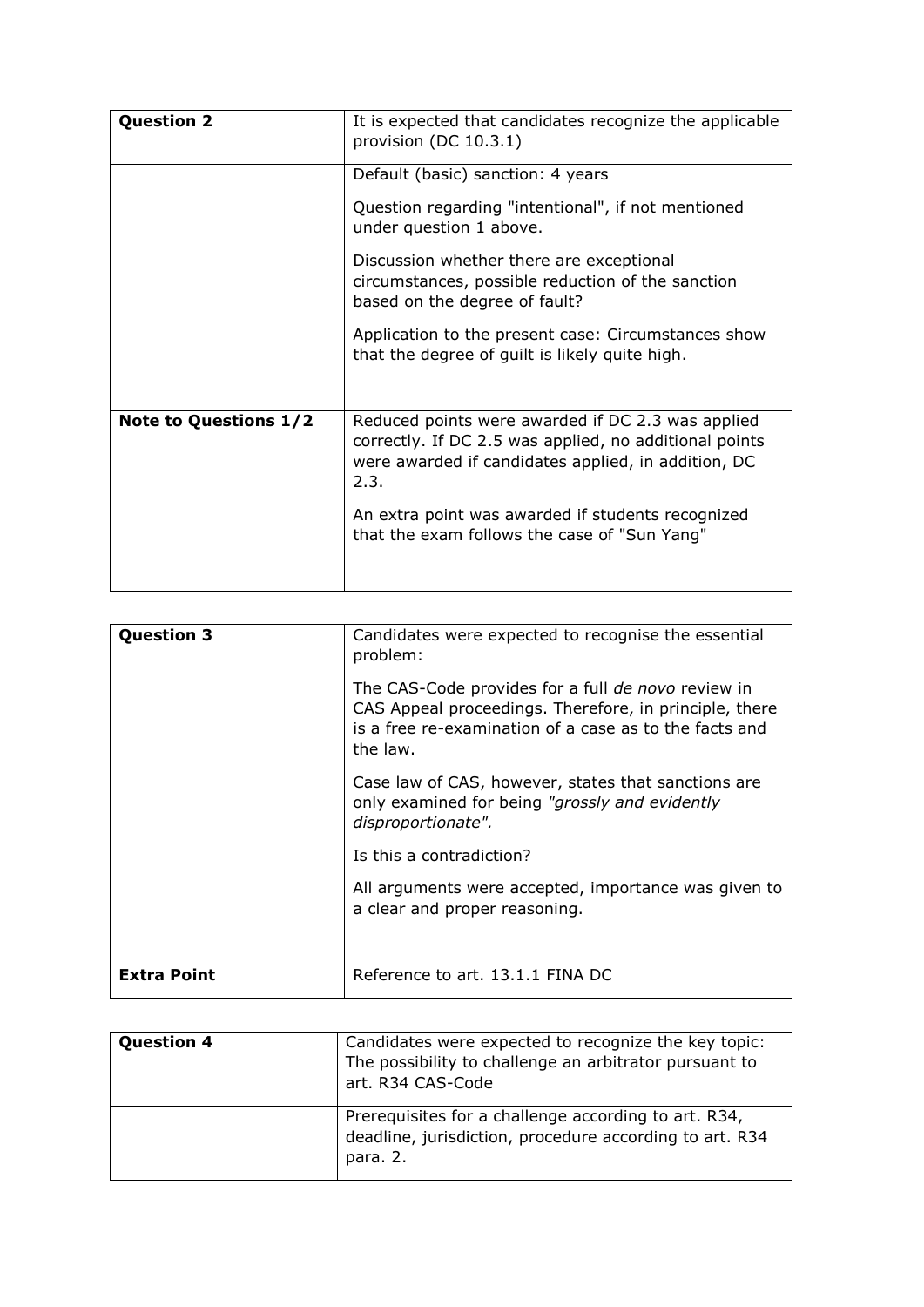| **Question 2** | It is expected that candidates recognize the applicable provision (DC 10.3.1) |
|---|---|
| | Default (basic) sanction: 4 years<br><br>Question regarding "intentional", if not mentioned under question 1 above.<br><br>Discussion whether there are exceptional circumstances, possible reduction of the sanction based on the degree of fault?<br><br>Application to the present case: Circumstances show that the degree of guilt is likely quite high. |
| **Note to Questions 1/2** | Reduced points were awarded if DC 2.3 was applied correctly. If DC 2.5 was applied, no additional points were awarded if candidates applied, in addition, DC 2.3.<br><br>An extra point was awarded if students recognized that the exam follows the case of "Sun Yang" |

| **Question 3** | Candidates were expected to recognise the essential problem:<br><br>The CAS-Code provides for a full *de novo* review in CAS Appeal proceedings. Therefore, in principle, there is a free re-examination of a case as to the facts and the law.<br><br>Case law of CAS, however, states that sanctions are only examined for being *"grossly and evidently disproportionate".*<br><br>Is this a contradiction?<br><br>All arguments were accepted, importance was given to a clear and proper reasoning. |
|---|---|
| **Extra Point** | Reference to art. 13.1.1 FINA DC |

| **Question 4** | Candidates were expected to recognize the key topic: The possibility to challenge an arbitrator pursuant to art. R34 CAS-Code |
|---|---|
| | Prerequisites for a challenge according to art. R34, deadline, jurisdiction, procedure according to art. R34 para. 2. |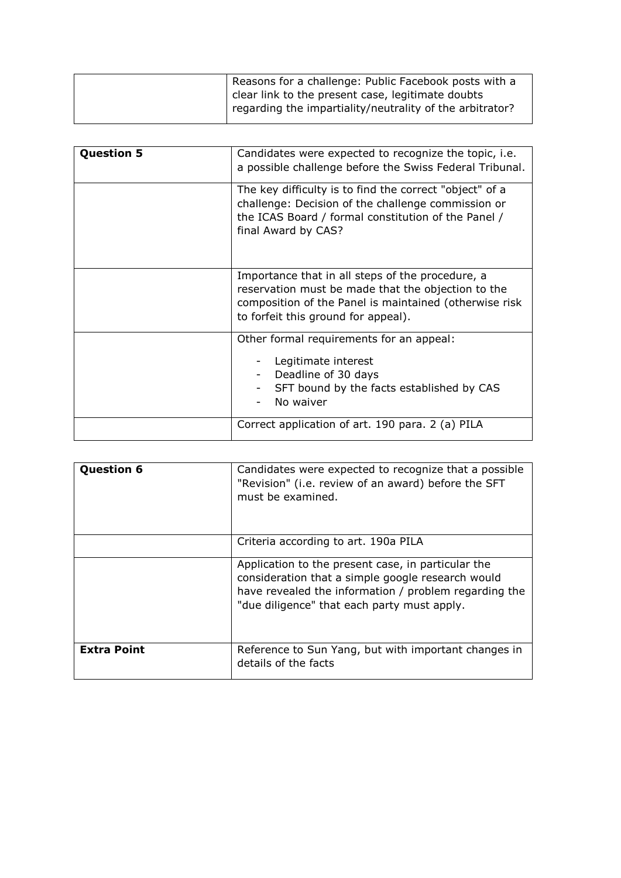| | |
|---|---|
| | Reasons for a challenge: Public Facebook posts with a clear link to the present case, legitimate doubts regarding the impartiality/neutrality of the arbitrator? |

| | |
|---|---|
| **Question 5** | Candidates were expected to recognize the topic, i.e. a possible challenge before the Swiss Federal Tribunal. |
| | The key difficulty is to find the correct "object" of a challenge: Decision of the challenge commission or the ICAS Board / formal constitution of the Panel / final Award by CAS? |
| | Importance that in all steps of the procedure, a reservation must be made that the objection to the composition of the Panel is maintained (otherwise risk to forfeit this ground for appeal). |
| | Other formal requirements for an appeal:<br>- Legitimate interest<br>- Deadline of 30 days<br>- SFT bound by the facts established by CAS<br>- No waiver |
| | Correct application of art. 190 para. 2 (a) PILA |

| | |
|---|---|
| **Question 6** | Candidates were expected to recognize that a possible "Revision" (i.e. review of an award) before the SFT must be examined. |
| | Criteria according to art. 190a PILA |
| | Application to the present case, in particular the consideration that a simple google research would have revealed the information / problem regarding the "due diligence" that each party must apply. |
| **Extra Point** | Reference to Sun Yang, but with important changes in details of the facts |